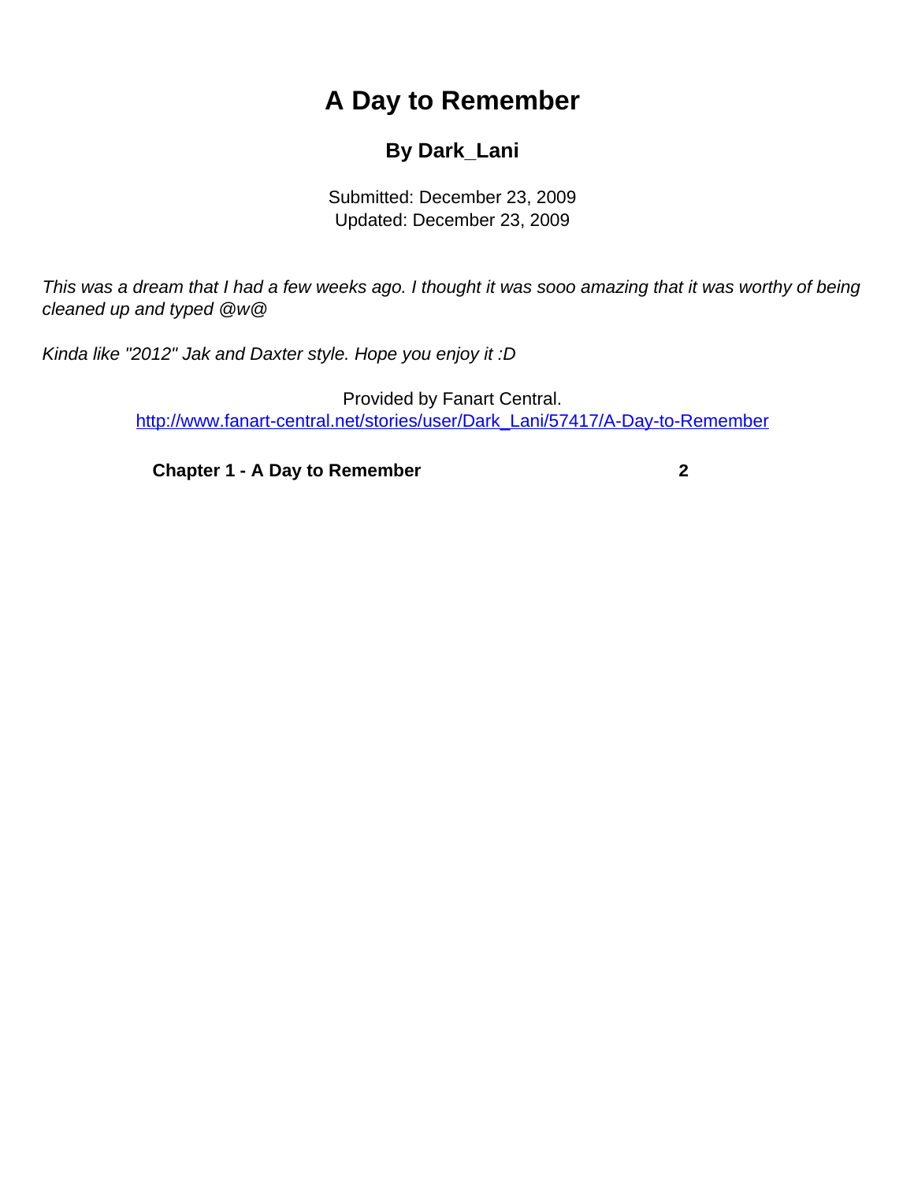# A Day to Remember

### By Dark_Lani

Submitted: December 23, 2009
Updated: December 23, 2009

*This was a dream that I had a few weeks ago. I thought it was sooo amazing that it was worthy of being cleaned up and typed @w@*

*Kinda like "2012" Jak and Daxter style. Hope you enjoy it :D*

Provided by Fanart Central.
http://www.fanart-central.net/stories/user/Dark_Lani/57417/A-Day-to-Remember

**Chapter 1 - A Day to Remember** **2**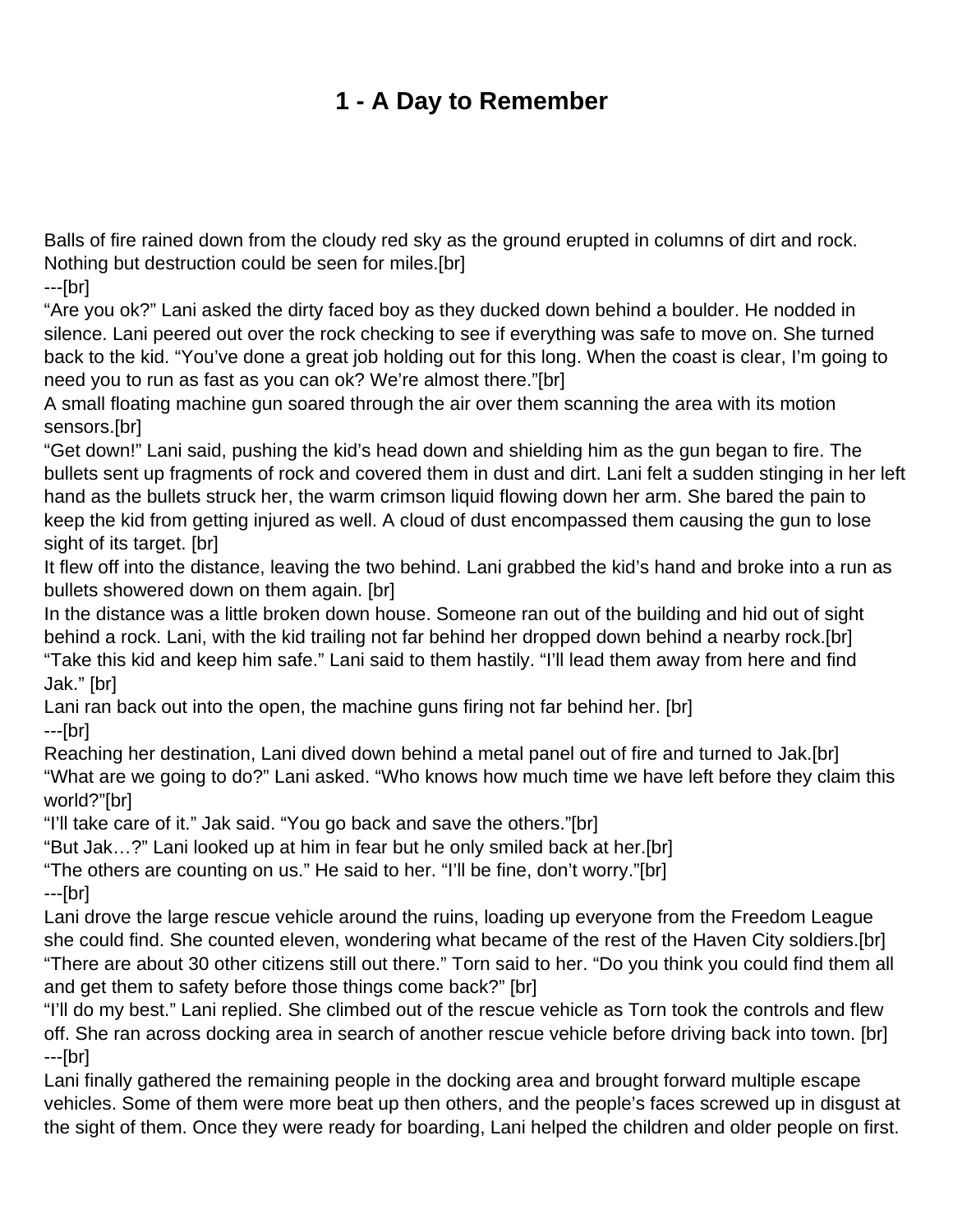# 1 - A Day to Remember

Balls of fire rained down from the cloudy red sky as the ground erupted in columns of dirt and rock. Nothing but destruction could be seen for miles.[br]
---[br]
“Are you ok?” Lani asked the dirty faced boy as they ducked down behind a boulder. He nodded in silence. Lani peered out over the rock checking to see if everything was safe to move on. She turned back to the kid. “You’ve done a great job holding out for this long. When the coast is clear, I’m going to need you to run as fast as you can ok? We’re almost there.”[br]
A small floating machine gun soared through the air over them scanning the area with its motion sensors.[br]
“Get down!” Lani said, pushing the kid’s head down and shielding him as the gun began to fire. The bullets sent up fragments of rock and covered them in dust and dirt. Lani felt a sudden stinging in her left hand as the bullets struck her, the warm crimson liquid flowing down her arm. She bared the pain to keep the kid from getting injured as well. A cloud of dust encompassed them causing the gun to lose sight of its target. [br]
It flew off into the distance, leaving the two behind. Lani grabbed the kid’s hand and broke into a run as bullets showered down on them again. [br]
In the distance was a little broken down house. Someone ran out of the building and hid out of sight behind a rock. Lani, with the kid trailing not far behind her dropped down behind a nearby rock.[br]
“Take this kid and keep him safe.” Lani said to them hastily. “I’ll lead them away from here and find Jak.” [br]
Lani ran back out into the open, the machine guns firing not far behind her. [br]
---[br]
Reaching her destination, Lani dived down behind a metal panel out of fire and turned to Jak.[br]
“What are we going to do?” Lani asked. “Who knows how much time we have left before they claim this world?”[br]
“I’ll take care of it.” Jak said. “You go back and save the others.”[br]
“But Jak…?” Lani looked up at him in fear but he only smiled back at her.[br]
“The others are counting on us.” He said to her. “I’ll be fine, don’t worry.”[br]
---[br]
Lani drove the large rescue vehicle around the ruins, loading up everyone from the Freedom League she could find. She counted eleven, wondering what became of the rest of the Haven City soldiers.[br]
“There are about 30 other citizens still out there.” Torn said to her. “Do you think you could find them all and get them to safety before those things come back?” [br]
“I’ll do my best.” Lani replied. She climbed out of the rescue vehicle as Torn took the controls and flew off. She ran across docking area in search of another rescue vehicle before driving back into town. [br]
---[br]
Lani finally gathered the remaining people in the docking area and brought forward multiple escape vehicles. Some of them were more beat up then others, and the people’s faces screwed up in disgust at the sight of them. Once they were ready for boarding, Lani helped the children and older people on first.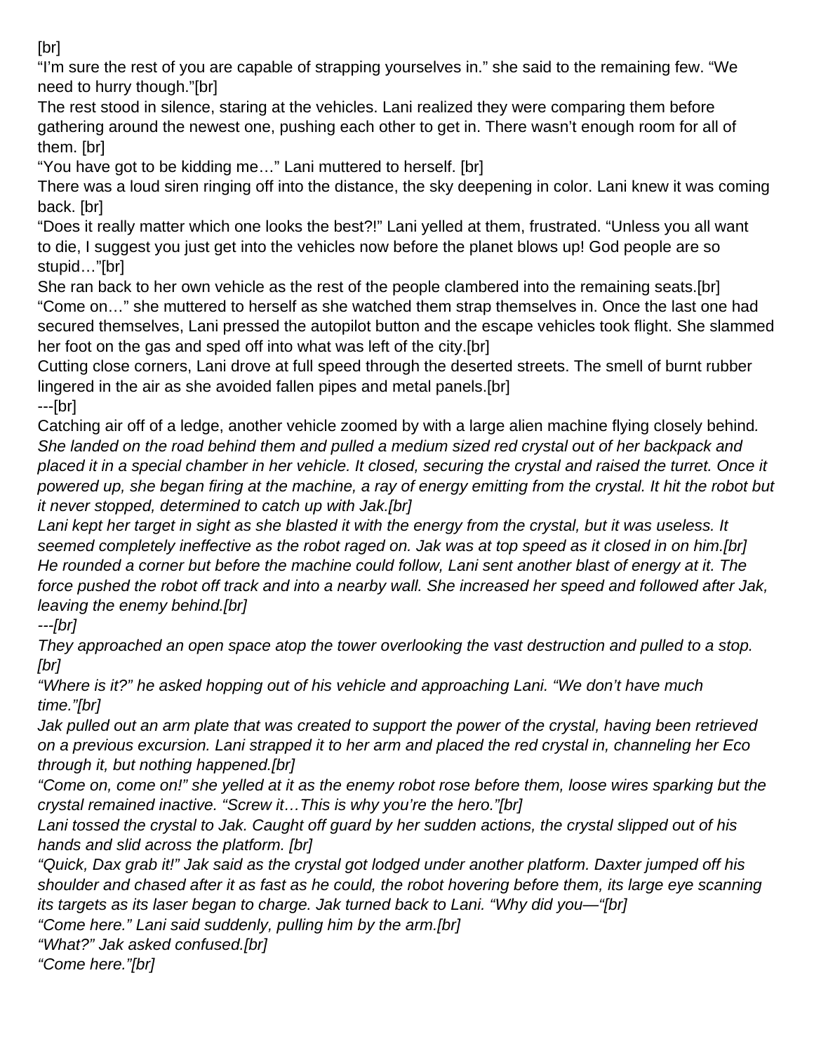[br]
"I'm sure the rest of you are capable of strapping yourselves in." she said to the remaining few. "We need to hurry though."[br]
The rest stood in silence, staring at the vehicles. Lani realized they were comparing them before gathering around the newest one, pushing each other to get in. There wasn't enough room for all of them. [br]
"You have got to be kidding me…" Lani muttered to herself. [br]
There was a loud siren ringing off into the distance, the sky deepening in color. Lani knew it was coming back. [br]
"Does it really matter which one looks the best?!" Lani yelled at them, frustrated. "Unless you all want to die, I suggest you just get into the vehicles now before the planet blows up! God people are so stupid…"[br]
She ran back to her own vehicle as the rest of the people clambered into the remaining seats.[br]
"Come on…" she muttered to herself as she watched them strap themselves in. Once the last one had secured themselves, Lani pressed the autopilot button and the escape vehicles took flight. She slammed her foot on the gas and sped off into what was left of the city.[br]
Cutting close corners, Lani drove at full speed through the deserted streets. The smell of burnt rubber lingered in the air as she avoided fallen pipes and metal panels.[br]
---[br]
Catching air off of a ledge, another vehicle zoomed by with a large alien machine flying closely behind. *She landed on the road behind them and pulled a medium sized red crystal out of her backpack and placed it in a special chamber in her vehicle. It closed, securing the crystal and raised the turret. Once it powered up, she began firing at the machine, a ray of energy emitting from the crystal. It hit the robot but it never stopped, determined to catch up with Jak.[br]*
*Lani kept her target in sight as she blasted it with the energy from the crystal, but it was useless. It seemed completely ineffective as the robot raged on. Jak was at top speed as it closed in on him.[br]*
*He rounded a corner but before the machine could follow, Lani sent another blast of energy at it. The force pushed the robot off track and into a nearby wall. She increased her speed and followed after Jak, leaving the enemy behind.[br]*
*---[br]*
*They approached an open space atop the tower overlooking the vast destruction and pulled to a stop. [br]*
*"Where is it?" he asked hopping out of his vehicle and approaching Lani. "We don't have much time."[br]*
*Jak pulled out an arm plate that was created to support the power of the crystal, having been retrieved on a previous excursion. Lani strapped it to her arm and placed the red crystal in, channeling her Eco through it, but nothing happened.[br]*
*"Come on, come on!" she yelled at it as the enemy robot rose before them, loose wires sparking but the crystal remained inactive. "Screw it…This is why you're the hero."[br]*
*Lani tossed the crystal to Jak. Caught off guard by her sudden actions, the crystal slipped out of his hands and slid across the platform. [br]*
*"Quick, Dax grab it!" Jak said as the crystal got lodged under another platform. Daxter jumped off his shoulder and chased after it as fast as he could, the robot hovering before them, its large eye scanning its targets as its laser began to charge. Jak turned back to Lani. "Why did you—"[br]*
*"Come here." Lani said suddenly, pulling him by the arm.[br]*
*"What?" Jak asked confused.[br]*
*"Come here."[br]*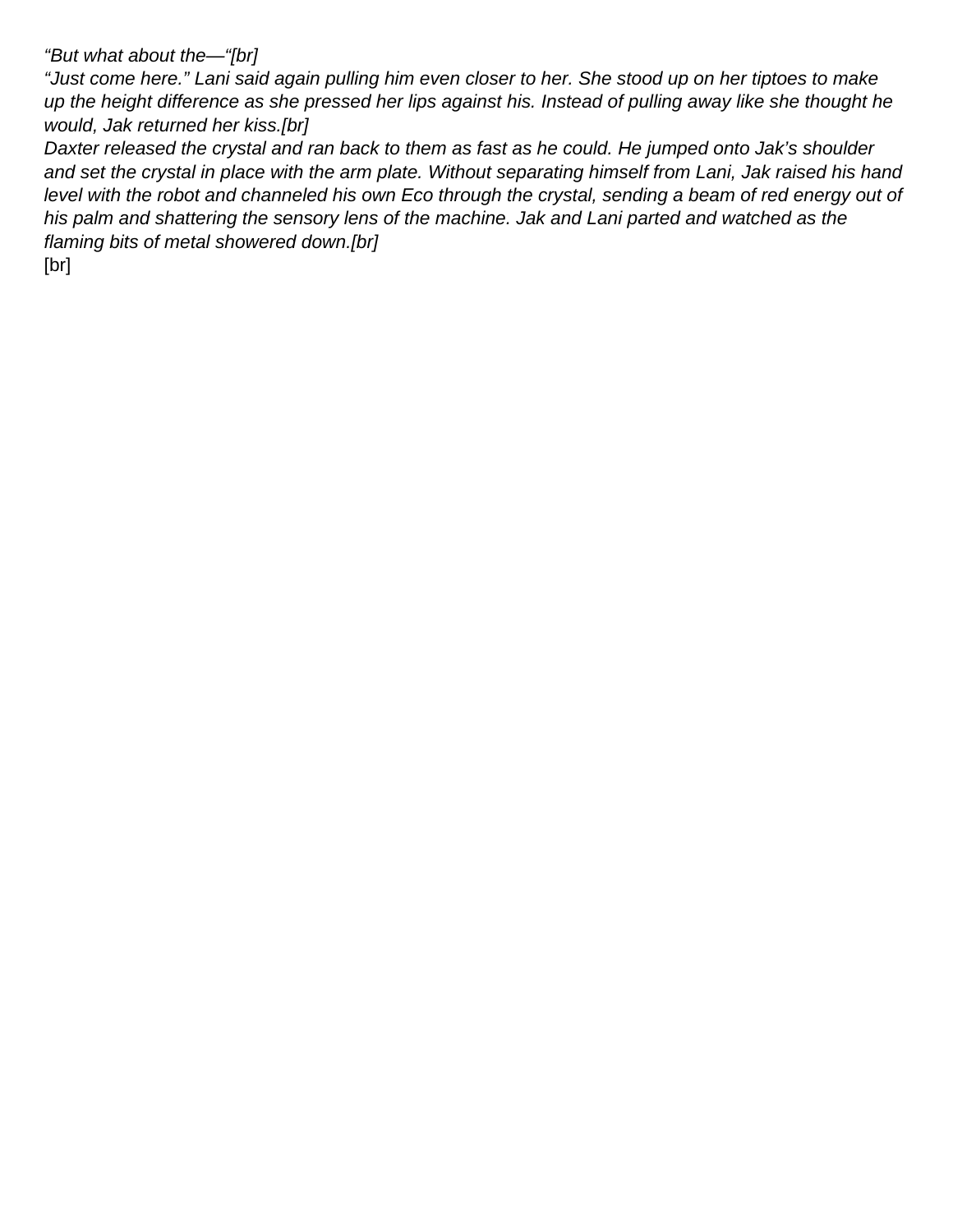*“But what about the—“[br]*
*“Just come here.” Lani said again pulling him even closer to her. She stood up on her tiptoes to make up the height difference as she pressed her lips against his. Instead of pulling away like she thought he would, Jak returned her kiss.[br]*
*Daxter released the crystal and ran back to them as fast as he could. He jumped onto Jak’s shoulder and set the crystal in place with the arm plate. Without separating himself from Lani, Jak raised his hand level with the robot and channeled his own Eco through the crystal, sending a beam of red energy out of his palm and shattering the sensory lens of the machine. Jak and Lani parted and watched as the flaming bits of metal showered down.[br]*
[br]